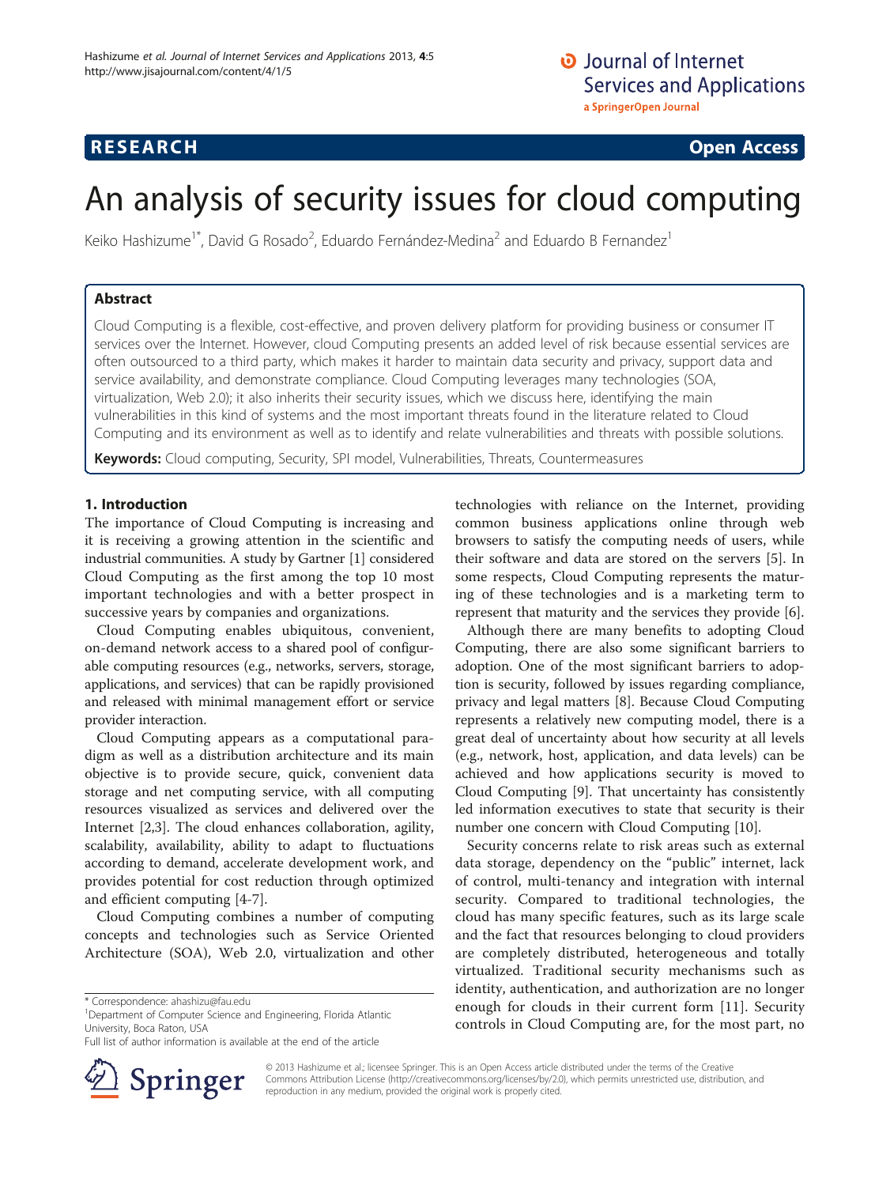**RESEARCH** **Open Access**

# An analysis of security issues for cloud computing

Keiko Hashizume[1*], David G Rosado[2], Eduardo Fernández-Medina[2] and Eduardo B Fernandez[1]

## Abstract

Cloud Computing is a flexible, cost-effective, and proven delivery platform for providing business or consumer IT services over the Internet. However, cloud Computing presents an added level of risk because essential services are often outsourced to a third party, which makes it harder to maintain data security and privacy, support data and service availability, and demonstrate compliance. Cloud Computing leverages many technologies (SOA, virtualization, Web 2.0); it also inherits their security issues, which we discuss here, identifying the main vulnerabilities in this kind of systems and the most important threats found in the literature related to Cloud Computing and its environment as well as to identify and relate vulnerabilities and threats with possible solutions.

**Keywords:** Cloud computing, Security, SPI model, Vulnerabilities, Threats, Countermeasures

## 1. Introduction

The importance of Cloud Computing is increasing and it is receiving a growing attention in the scientific and industrial communities. A study by Gartner [1] considered Cloud Computing as the first among the top 10 most important technologies and with a better prospect in successive years by companies and organizations.

Cloud Computing enables ubiquitous, convenient, on-demand network access to a shared pool of configurable computing resources (e.g., networks, servers, storage, applications, and services) that can be rapidly provisioned and released with minimal management effort or service provider interaction.

Cloud Computing appears as a computational paradigm as well as a distribution architecture and its main objective is to provide secure, quick, convenient data storage and net computing service, with all computing resources visualized as services and delivered over the Internet [2,3]. The cloud enhances collaboration, agility, scalability, availability, ability to adapt to fluctuations according to demand, accelerate development work, and provides potential for cost reduction through optimized and efficient computing [4-7].

Cloud Computing combines a number of computing concepts and technologies such as Service Oriented Architecture (SOA), Web 2.0, virtualization and other technologies with reliance on the Internet, providing common business applications online through web browsers to satisfy the computing needs of users, while their software and data are stored on the servers [5]. In some respects, Cloud Computing represents the maturing of these technologies and is a marketing term to represent that maturity and the services they provide [6].

Although there are many benefits to adopting Cloud Computing, there are also some significant barriers to adoption. One of the most significant barriers to adoption is security, followed by issues regarding compliance, privacy and legal matters [8]. Because Cloud Computing represents a relatively new computing model, there is a great deal of uncertainty about how security at all levels (e.g., network, host, application, and data levels) can be achieved and how applications security is moved to Cloud Computing [9]. That uncertainty has consistently led information executives to state that security is their number one concern with Cloud Computing [10].

Security concerns relate to risk areas such as external data storage, dependency on the "public" internet, lack of control, multi-tenancy and integration with internal security. Compared to traditional technologies, the cloud has many specific features, such as its large scale and the fact that resources belonging to cloud providers are completely distributed, heterogeneous and totally virtualized. Traditional security mechanisms such as identity, authentication, and authorization are no longer enough for clouds in their current form [11]. Security controls in Cloud Computing are, for the most part, no

\* Correspondence: ahashizu@fau.edu
[1]Department of Computer Science and Engineering, Florida Atlantic University, Boca Raton, USA
Full list of author information is available at the end of the article

© 2013 Hashizume et al.; licensee Springer. This is an Open Access article distributed under the terms of the Creative Commons Attribution License (http://creativecommons.org/licenses/by/2.0), which permits unrestricted use, distribution, and reproduction in any medium, provided the original work is properly cited.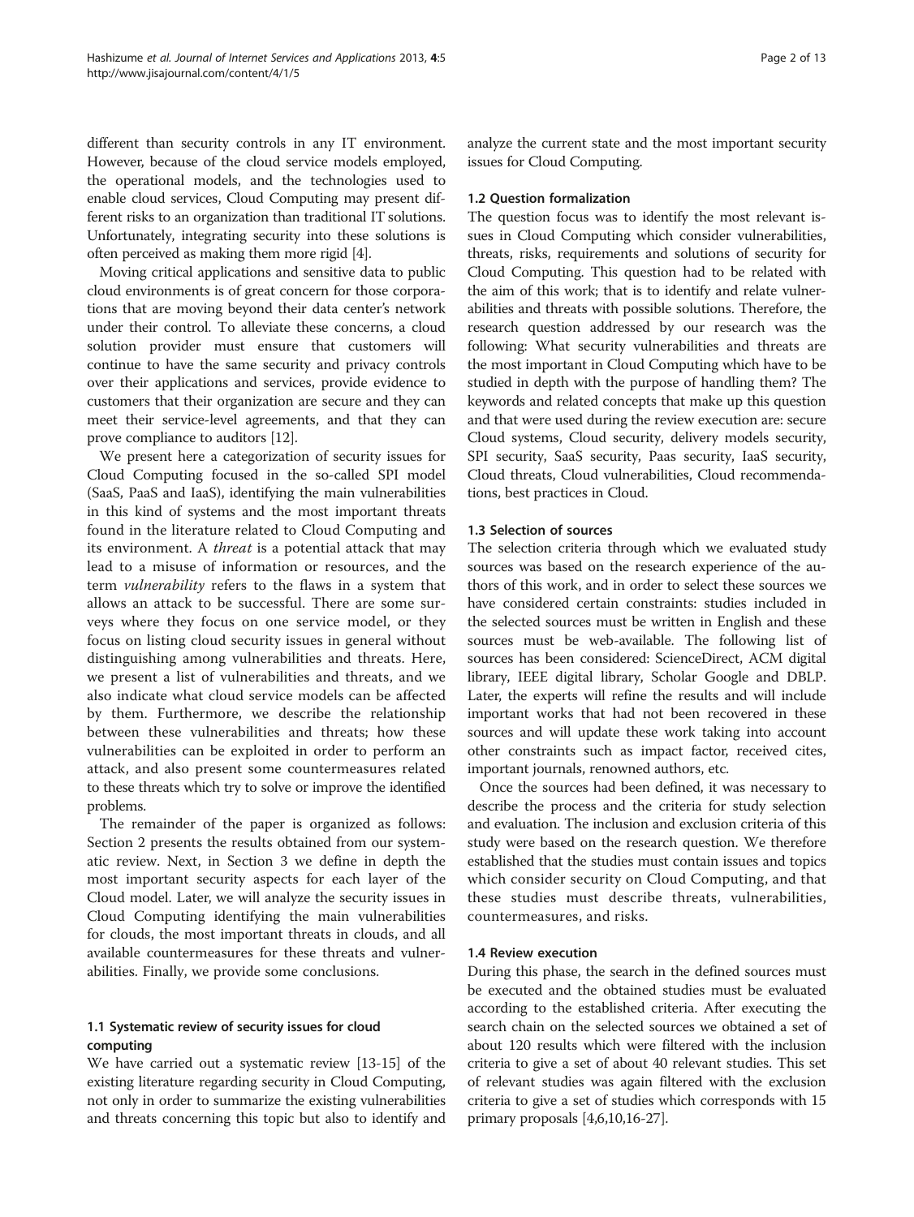different than security controls in any IT environment. However, because of the cloud service models employed, the operational models, and the technologies used to enable cloud services, Cloud Computing may present different risks to an organization than traditional IT solutions. Unfortunately, integrating security into these solutions is often perceived as making them more rigid [4].

Moving critical applications and sensitive data to public cloud environments is of great concern for those corporations that are moving beyond their data center's network under their control. To alleviate these concerns, a cloud solution provider must ensure that customers will continue to have the same security and privacy controls over their applications and services, provide evidence to customers that their organization are secure and they can meet their service-level agreements, and that they can prove compliance to auditors [12].

We present here a categorization of security issues for Cloud Computing focused in the so-called SPI model (SaaS, PaaS and IaaS), identifying the main vulnerabilities in this kind of systems and the most important threats found in the literature related to Cloud Computing and its environment. A *threat* is a potential attack that may lead to a misuse of information or resources, and the term *vulnerability* refers to the flaws in a system that allows an attack to be successful. There are some surveys where they focus on one service model, or they focus on listing cloud security issues in general without distinguishing among vulnerabilities and threats. Here, we present a list of vulnerabilities and threats, and we also indicate what cloud service models can be affected by them. Furthermore, we describe the relationship between these vulnerabilities and threats; how these vulnerabilities can be exploited in order to perform an attack, and also present some countermeasures related to these threats which try to solve or improve the identified problems.

The remainder of the paper is organized as follows: Section 2 presents the results obtained from our systematic review. Next, in Section 3 we define in depth the most important security aspects for each layer of the Cloud model. Later, we will analyze the security issues in Cloud Computing identifying the main vulnerabilities for clouds, the most important threats in clouds, and all available countermeasures for these threats and vulnerabilities. Finally, we provide some conclusions.

### 1.1 Systematic review of security issues for cloud computing

We have carried out a systematic review [13-15] of the existing literature regarding security in Cloud Computing, not only in order to summarize the existing vulnerabilities and threats concerning this topic but also to identify and analyze the current state and the most important security issues for Cloud Computing.

### 1.2 Question formalization

The question focus was to identify the most relevant issues in Cloud Computing which consider vulnerabilities, threats, risks, requirements and solutions of security for Cloud Computing. This question had to be related with the aim of this work; that is to identify and relate vulnerabilities and threats with possible solutions. Therefore, the research question addressed by our research was the following: What security vulnerabilities and threats are the most important in Cloud Computing which have to be studied in depth with the purpose of handling them? The keywords and related concepts that make up this question and that were used during the review execution are: secure Cloud systems, Cloud security, delivery models security, SPI security, SaaS security, Paas security, IaaS security, Cloud threats, Cloud vulnerabilities, Cloud recommendations, best practices in Cloud.

### 1.3 Selection of sources

The selection criteria through which we evaluated study sources was based on the research experience of the authors of this work, and in order to select these sources we have considered certain constraints: studies included in the selected sources must be written in English and these sources must be web-available. The following list of sources has been considered: ScienceDirect, ACM digital library, IEEE digital library, Scholar Google and DBLP. Later, the experts will refine the results and will include important works that had not been recovered in these sources and will update these work taking into account other constraints such as impact factor, received cites, important journals, renowned authors, etc.

Once the sources had been defined, it was necessary to describe the process and the criteria for study selection and evaluation. The inclusion and exclusion criteria of this study were based on the research question. We therefore established that the studies must contain issues and topics which consider security on Cloud Computing, and that these studies must describe threats, vulnerabilities, countermeasures, and risks.

### 1.4 Review execution

During this phase, the search in the defined sources must be executed and the obtained studies must be evaluated according to the established criteria. After executing the search chain on the selected sources we obtained a set of about 120 results which were filtered with the inclusion criteria to give a set of about 40 relevant studies. This set of relevant studies was again filtered with the exclusion criteria to give a set of studies which corresponds with 15 primary proposals [4,6,10,16-27].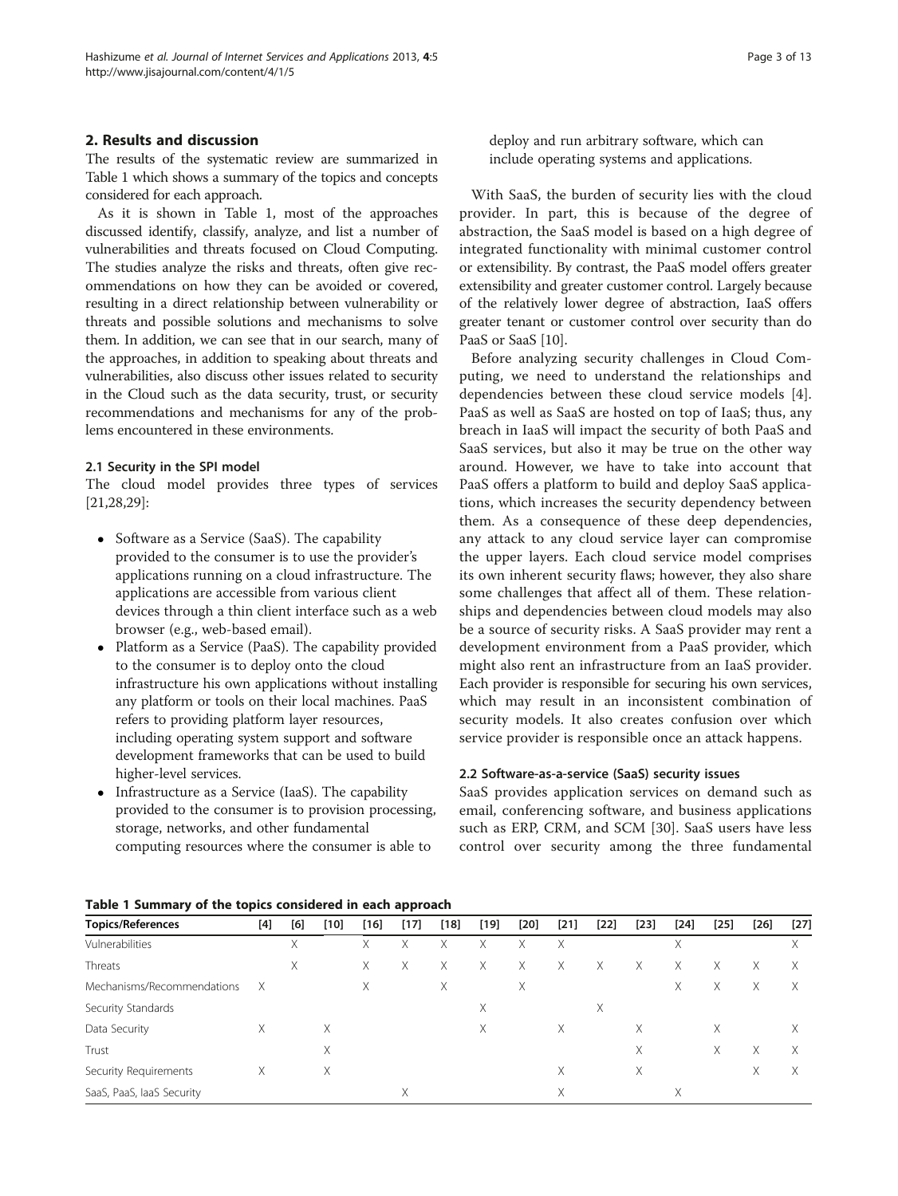## 2. Results and discussion

The results of the systematic review are summarized in Table 1 which shows a summary of the topics and concepts considered for each approach.

As it is shown in Table 1, most of the approaches discussed identify, classify, analyze, and list a number of vulnerabilities and threats focused on Cloud Computing. The studies analyze the risks and threats, often give recommendations on how they can be avoided or covered, resulting in a direct relationship between vulnerability or threats and possible solutions and mechanisms to solve them. In addition, we can see that in our search, many of the approaches, in addition to speaking about threats and vulnerabilities, also discuss other issues related to security in the Cloud such as the data security, trust, or security recommendations and mechanisms for any of the problems encountered in these environments.

### 2.1 Security in the SPI model

The cloud model provides three types of services [21,28,29]:

- Software as a Service (SaaS). The capability provided to the consumer is to use the provider's applications running on a cloud infrastructure. The applications are accessible from various client devices through a thin client interface such as a web browser (e.g., web-based email).
- Platform as a Service (PaaS). The capability provided to the consumer is to deploy onto the cloud infrastructure his own applications without installing any platform or tools on their local machines. PaaS refers to providing platform layer resources, including operating system support and software development frameworks that can be used to build higher-level services.
- Infrastructure as a Service (IaaS). The capability provided to the consumer is to provision processing, storage, networks, and other fundamental computing resources where the consumer is able to deploy and run arbitrary software, which can include operating systems and applications.

With SaaS, the burden of security lies with the cloud provider. In part, this is because of the degree of abstraction, the SaaS model is based on a high degree of integrated functionality with minimal customer control or extensibility. By contrast, the PaaS model offers greater extensibility and greater customer control. Largely because of the relatively lower degree of abstraction, IaaS offers greater tenant or customer control over security than do PaaS or SaaS [10].

Before analyzing security challenges in Cloud Computing, we need to understand the relationships and dependencies between these cloud service models [4]. PaaS as well as SaaS are hosted on top of IaaS; thus, any breach in IaaS will impact the security of both PaaS and SaaS services, but also it may be true on the other way around. However, we have to take into account that PaaS offers a platform to build and deploy SaaS applications, which increases the security dependency between them. As a consequence of these deep dependencies, any attack to any cloud service layer can compromise the upper layers. Each cloud service model comprises its own inherent security flaws; however, they also share some challenges that affect all of them. These relationships and dependencies between cloud models may also be a source of security risks. A SaaS provider may rent a development environment from a PaaS provider, which might also rent an infrastructure from an IaaS provider. Each provider is responsible for securing his own services, which may result in an inconsistent combination of security models. It also creates confusion over which service provider is responsible once an attack happens.

### 2.2 Software-as-a-service (SaaS) security issues

SaaS provides application services on demand such as email, conferencing software, and business applications such as ERP, CRM, and SCM [30]. SaaS users have less control over security among the three fundamental

**Table 1 Summary of the topics considered in each approach**

| Topics/References | [4] | [6] | [10] | [16] | [17] | [18] | [19] | [20] | [21] | [22] | [23] | [24] | [25] | [26] | [27] |
|---|---|---|---|---|---|---|---|---|---|---|---|---|---|---|---|
| Vulnerabilities | | X | | X | X | X | X | X | X | | | X | | | X |
| Threats | | X | | X | X | X | X | X | X | X | X | X | X | X | X |
| Mechanisms/Recommendations | X | | | X | | X | | X | | | | X | X | X | X |
| Security Standards | | | | | | | X | | | X | | | | | |
| Data Security | X | | X | | | | X | | X | | X | | X | | X |
| Trust | | | X | | | | | | | | X | | X | X | X |
| Security Requirements | X | | X | | | | | | X | | X | | | X | X |
| SaaS, PaaS, IaaS Security | | | | | X | | | | X | | | X | | | |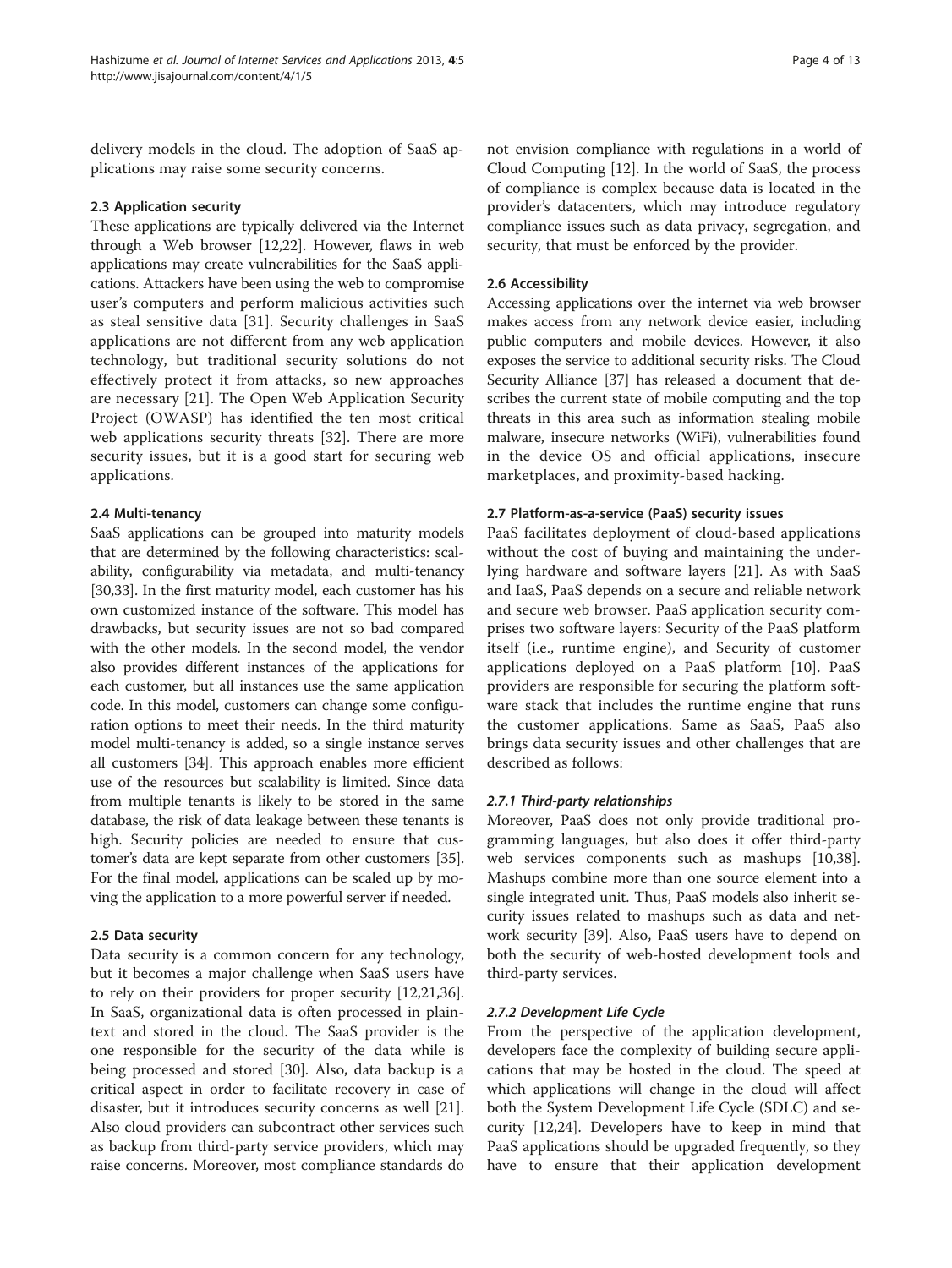delivery models in the cloud. The adoption of SaaS applications may raise some security concerns.

### 2.3 Application security

These applications are typically delivered via the Internet through a Web browser [12,22]. However, flaws in web applications may create vulnerabilities for the SaaS applications. Attackers have been using the web to compromise user's computers and perform malicious activities such as steal sensitive data [31]. Security challenges in SaaS applications are not different from any web application technology, but traditional security solutions do not effectively protect it from attacks, so new approaches are necessary [21]. The Open Web Application Security Project (OWASP) has identified the ten most critical web applications security threats [32]. There are more security issues, but it is a good start for securing web applications.

### 2.4 Multi-tenancy

SaaS applications can be grouped into maturity models that are determined by the following characteristics: scalability, configurability via metadata, and multi-tenancy [30,33]. In the first maturity model, each customer has his own customized instance of the software. This model has drawbacks, but security issues are not so bad compared with the other models. In the second model, the vendor also provides different instances of the applications for each customer, but all instances use the same application code. In this model, customers can change some configuration options to meet their needs. In the third maturity model multi-tenancy is added, so a single instance serves all customers [34]. This approach enables more efficient use of the resources but scalability is limited. Since data from multiple tenants is likely to be stored in the same database, the risk of data leakage between these tenants is high. Security policies are needed to ensure that customer's data are kept separate from other customers [35]. For the final model, applications can be scaled up by moving the application to a more powerful server if needed.

### 2.5 Data security

Data security is a common concern for any technology, but it becomes a major challenge when SaaS users have to rely on their providers for proper security [12,21,36]. In SaaS, organizational data is often processed in plaintext and stored in the cloud. The SaaS provider is the one responsible for the security of the data while is being processed and stored [30]. Also, data backup is a critical aspect in order to facilitate recovery in case of disaster, but it introduces security concerns as well [21]. Also cloud providers can subcontract other services such as backup from third-party service providers, which may raise concerns. Moreover, most compliance standards do not envision compliance with regulations in a world of Cloud Computing [12]. In the world of SaaS, the process of compliance is complex because data is located in the provider's datacenters, which may introduce regulatory compliance issues such as data privacy, segregation, and security, that must be enforced by the provider.

### 2.6 Accessibility

Accessing applications over the internet via web browser makes access from any network device easier, including public computers and mobile devices. However, it also exposes the service to additional security risks. The Cloud Security Alliance [37] has released a document that describes the current state of mobile computing and the top threats in this area such as information stealing mobile malware, insecure networks (WiFi), vulnerabilities found in the device OS and official applications, insecure marketplaces, and proximity-based hacking.

### 2.7 Platform-as-a-service (PaaS) security issues

PaaS facilitates deployment of cloud-based applications without the cost of buying and maintaining the underlying hardware and software layers [21]. As with SaaS and IaaS, PaaS depends on a secure and reliable network and secure web browser. PaaS application security comprises two software layers: Security of the PaaS platform itself (i.e., runtime engine), and Security of customer applications deployed on a PaaS platform [10]. PaaS providers are responsible for securing the platform software stack that includes the runtime engine that runs the customer applications. Same as SaaS, PaaS also brings data security issues and other challenges that are described as follows:

#### *2.7.1 Third-party relationships*

Moreover, PaaS does not only provide traditional programming languages, but also does it offer third-party web services components such as mashups [10,38]. Mashups combine more than one source element into a single integrated unit. Thus, PaaS models also inherit security issues related to mashups such as data and network security [39]. Also, PaaS users have to depend on both the security of web-hosted development tools and third-party services.

#### *2.7.2 Development Life Cycle*

From the perspective of the application development, developers face the complexity of building secure applications that may be hosted in the cloud. The speed at which applications will change in the cloud will affect both the System Development Life Cycle (SDLC) and security [12,24]. Developers have to keep in mind that PaaS applications should be upgraded frequently, so they have to ensure that their application development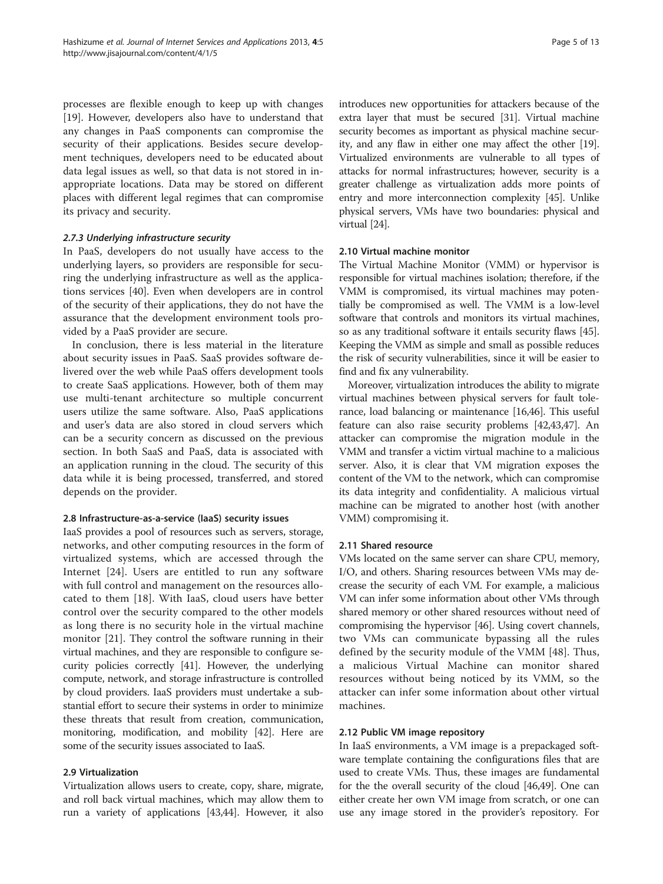processes are flexible enough to keep up with changes [19]. However, developers also have to understand that any changes in PaaS components can compromise the security of their applications. Besides secure development techniques, developers need to be educated about data legal issues as well, so that data is not stored in inappropriate locations. Data may be stored on different places with different legal regimes that can compromise its privacy and security.

#### *2.7.3 Underlying infrastructure security*

In PaaS, developers do not usually have access to the underlying layers, so providers are responsible for securing the underlying infrastructure as well as the applications services [40]. Even when developers are in control of the security of their applications, they do not have the assurance that the development environment tools provided by a PaaS provider are secure.

In conclusion, there is less material in the literature about security issues in PaaS. SaaS provides software delivered over the web while PaaS offers development tools to create SaaS applications. However, both of them may use multi-tenant architecture so multiple concurrent users utilize the same software. Also, PaaS applications and user's data are also stored in cloud servers which can be a security concern as discussed on the previous section. In both SaaS and PaaS, data is associated with an application running in the cloud. The security of this data while it is being processed, transferred, and stored depends on the provider.

### 2.8 Infrastructure-as-a-service (IaaS) security issues

IaaS provides a pool of resources such as servers, storage, networks, and other computing resources in the form of virtualized systems, which are accessed through the Internet [24]. Users are entitled to run any software with full control and management on the resources allocated to them [18]. With IaaS, cloud users have better control over the security compared to the other models as long there is no security hole in the virtual machine monitor [21]. They control the software running in their virtual machines, and they are responsible to configure security policies correctly [41]. However, the underlying compute, network, and storage infrastructure is controlled by cloud providers. IaaS providers must undertake a substantial effort to secure their systems in order to minimize these threats that result from creation, communication, monitoring, modification, and mobility [42]. Here are some of the security issues associated to IaaS.

### 2.9 Virtualization

Virtualization allows users to create, copy, share, migrate, and roll back virtual machines, which may allow them to run a variety of applications [43,44]. However, it also introduces new opportunities for attackers because of the extra layer that must be secured [31]. Virtual machine security becomes as important as physical machine security, and any flaw in either one may affect the other [19]. Virtualized environments are vulnerable to all types of attacks for normal infrastructures; however, security is a greater challenge as virtualization adds more points of entry and more interconnection complexity [45]. Unlike physical servers, VMs have two boundaries: physical and virtual [24].

### 2.10 Virtual machine monitor

The Virtual Machine Monitor (VMM) or hypervisor is responsible for virtual machines isolation; therefore, if the VMM is compromised, its virtual machines may potentially be compromised as well. The VMM is a low-level software that controls and monitors its virtual machines, so as any traditional software it entails security flaws [45]. Keeping the VMM as simple and small as possible reduces the risk of security vulnerabilities, since it will be easier to find and fix any vulnerability.

Moreover, virtualization introduces the ability to migrate virtual machines between physical servers for fault tolerance, load balancing or maintenance [16,46]. This useful feature can also raise security problems [42,43,47]. An attacker can compromise the migration module in the VMM and transfer a victim virtual machine to a malicious server. Also, it is clear that VM migration exposes the content of the VM to the network, which can compromise its data integrity and confidentiality. A malicious virtual machine can be migrated to another host (with another VMM) compromising it.

### 2.11 Shared resource

VMs located on the same server can share CPU, memory, I/O, and others. Sharing resources between VMs may decrease the security of each VM. For example, a malicious VM can infer some information about other VMs through shared memory or other shared resources without need of compromising the hypervisor [46]. Using covert channels, two VMs can communicate bypassing all the rules defined by the security module of the VMM [48]. Thus, a malicious Virtual Machine can monitor shared resources without being noticed by its VMM, so the attacker can infer some information about other virtual machines.

### 2.12 Public VM image repository

In IaaS environments, a VM image is a prepackaged software template containing the configurations files that are used to create VMs. Thus, these images are fundamental for the the overall security of the cloud [46,49]. One can either create her own VM image from scratch, or one can use any image stored in the provider's repository. For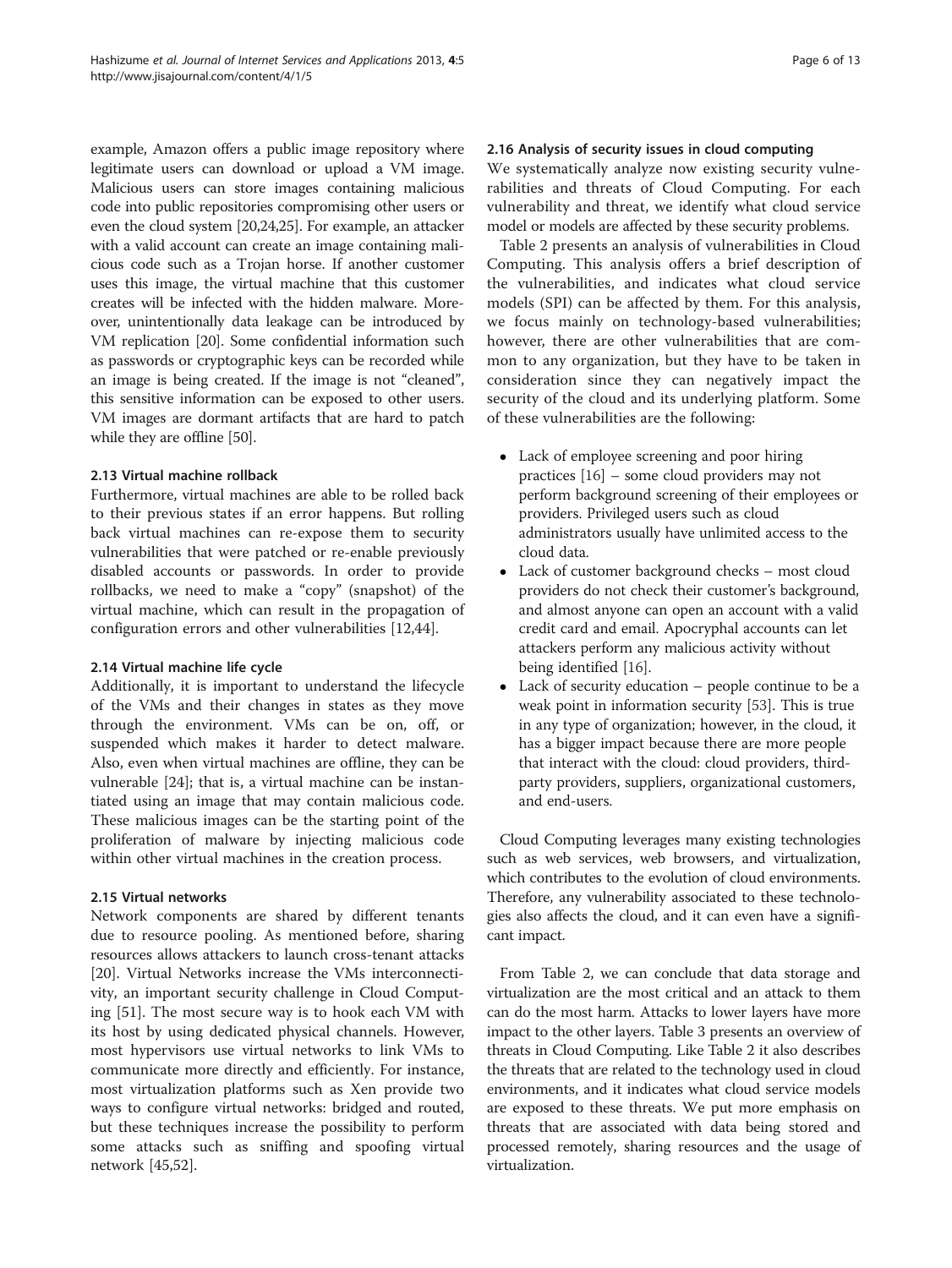example, Amazon offers a public image repository where legitimate users can download or upload a VM image. Malicious users can store images containing malicious code into public repositories compromising other users or even the cloud system [20,24,25]. For example, an attacker with a valid account can create an image containing malicious code such as a Trojan horse. If another customer uses this image, the virtual machine that this customer creates will be infected with the hidden malware. Moreover, unintentionally data leakage can be introduced by VM replication [20]. Some confidential information such as passwords or cryptographic keys can be recorded while an image is being created. If the image is not "cleaned", this sensitive information can be exposed to other users. VM images are dormant artifacts that are hard to patch while they are offline [50].

### 2.13 Virtual machine rollback

Furthermore, virtual machines are able to be rolled back to their previous states if an error happens. But rolling back virtual machines can re-expose them to security vulnerabilities that were patched or re-enable previously disabled accounts or passwords. In order to provide rollbacks, we need to make a "copy" (snapshot) of the virtual machine, which can result in the propagation of configuration errors and other vulnerabilities [12,44].

### 2.14 Virtual machine life cycle

Additionally, it is important to understand the lifecycle of the VMs and their changes in states as they move through the environment. VMs can be on, off, or suspended which makes it harder to detect malware. Also, even when virtual machines are offline, they can be vulnerable [24]; that is, a virtual machine can be instantiated using an image that may contain malicious code. These malicious images can be the starting point of the proliferation of malware by injecting malicious code within other virtual machines in the creation process.

### 2.15 Virtual networks

Network components are shared by different tenants due to resource pooling. As mentioned before, sharing resources allows attackers to launch cross-tenant attacks [20]. Virtual Networks increase the VMs interconnectivity, an important security challenge in Cloud Computing [51]. The most secure way is to hook each VM with its host by using dedicated physical channels. However, most hypervisors use virtual networks to link VMs to communicate more directly and efficiently. For instance, most virtualization platforms such as Xen provide two ways to configure virtual networks: bridged and routed, but these techniques increase the possibility to perform some attacks such as sniffing and spoofing virtual network [45,52].

### 2.16 Analysis of security issues in cloud computing

We systematically analyze now existing security vulnerabilities and threats of Cloud Computing. For each vulnerability and threat, we identify what cloud service model or models are affected by these security problems.

Table 2 presents an analysis of vulnerabilities in Cloud Computing. This analysis offers a brief description of the vulnerabilities, and indicates what cloud service models (SPI) can be affected by them. For this analysis, we focus mainly on technology-based vulnerabilities; however, there are other vulnerabilities that are common to any organization, but they have to be taken in consideration since they can negatively impact the security of the cloud and its underlying platform. Some of these vulnerabilities are the following:

- Lack of employee screening and poor hiring practices [16] – some cloud providers may not perform background screening of their employees or providers. Privileged users such as cloud administrators usually have unlimited access to the cloud data.
- Lack of customer background checks – most cloud providers do not check their customer's background, and almost anyone can open an account with a valid credit card and email. Apocryphal accounts can let attackers perform any malicious activity without being identified [16].
- Lack of security education – people continue to be a weak point in information security [53]. This is true in any type of organization; however, in the cloud, it has a bigger impact because there are more people that interact with the cloud: cloud providers, third-party providers, suppliers, organizational customers, and end-users.

Cloud Computing leverages many existing technologies such as web services, web browsers, and virtualization, which contributes to the evolution of cloud environments. Therefore, any vulnerability associated to these technologies also affects the cloud, and it can even have a significant impact.

From Table 2, we can conclude that data storage and virtualization are the most critical and an attack to them can do the most harm. Attacks to lower layers have more impact to the other layers. Table 3 presents an overview of threats in Cloud Computing. Like Table 2 it also describes the threats that are related to the technology used in cloud environments, and it indicates what cloud service models are exposed to these threats. We put more emphasis on threats that are associated with data being stored and processed remotely, sharing resources and the usage of virtualization.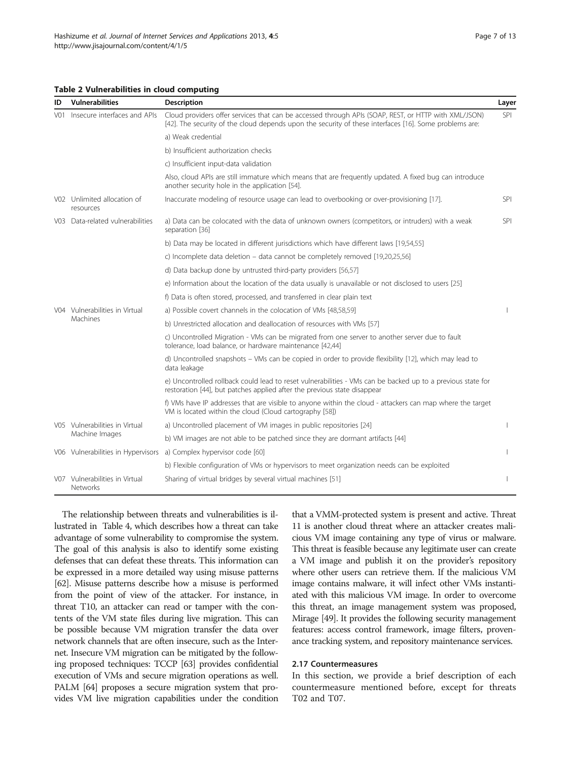**Table 2 Vulnerabilities in cloud computing**

| ID | Vulnerabilities | Description | Layer |
|---|---|---|---|
| V01 | Insecure interfaces and APIs | Cloud providers offer services that can be accessed through APIs (SOAP, REST, or HTTP with XML/JSON) [42]. The security of the cloud depends upon the security of these interfaces [16]. Some problems are: | SPI |
| | | a) Weak credential | |
| | | b) Insufficient authorization checks | |
| | | c) Insufficient input-data validation | |
| | | Also, cloud APIs are still immature which means that are frequently updated. A fixed bug can introduce another security hole in the application [54]. | |
| V02 | Unlimited allocation of resources | Inaccurate modeling of resource usage can lead to overbooking or over-provisioning [17]. | SPI |
| V03 | Data-related vulnerabilities | a) Data can be colocated with the data of unknown owners (competitors, or intruders) with a weak separation [36] | SPI |
| | | b) Data may be located in different jurisdictions which have different laws [19,54,55] | |
| | | c) Incomplete data deletion – data cannot be completely removed [19,20,25,56] | |
| | | d) Data backup done by untrusted third-party providers [56,57] | |
| | | e) Information about the location of the data usually is unavailable or not disclosed to users [25] | |
| | | f) Data is often stored, processed, and transferred in clear plain text | |
| V04 | Vulnerabilities in Virtual Machines | a) Possible covert channels in the colocation of VMs [48,58,59] | I |
| | | b) Unrestricted allocation and deallocation of resources with VMs [57] | |
| | | c) Uncontrolled Migration - VMs can be migrated from one server to another server due to fault tolerance, load balance, or hardware maintenance [42,44] | |
| | | d) Uncontrolled snapshots – VMs can be copied in order to provide flexibility [12], which may lead to data leakage | |
| | | e) Uncontrolled rollback could lead to reset vulnerabilities - VMs can be backed up to a previous state for restoration [44], but patches applied after the previous state disappear | |
| | | f) VMs have IP addresses that are visible to anyone within the cloud - attackers can map where the target VM is located within the cloud (Cloud cartography [58]) | |
| V05 | Vulnerabilities in Virtual Machine Images | a) Uncontrolled placement of VM images in public repositories [24] | I |
| | | b) VM images are not able to be patched since they are dormant artifacts [44] | |
| V06 | Vulnerabilities in Hypervisors | a) Complex hypervisor code [60] | I |
| | | b) Flexible configuration of VMs or hypervisors to meet organization needs can be exploited | |
| V07 | Vulnerabilities in Virtual Networks | Sharing of virtual bridges by several virtual machines [51] | I |

The relationship between threats and vulnerabilities is illustrated in Table 4, which describes how a threat can take advantage of some vulnerability to compromise the system. The goal of this analysis is also to identify some existing defenses that can defeat these threats. This information can be expressed in a more detailed way using misuse patterns [62]. Misuse patterns describe how a misuse is performed from the point of view of the attacker. For instance, in threat T10, an attacker can read or tamper with the contents of the VM state files during live migration. This can be possible because VM migration transfer the data over network channels that are often insecure, such as the Internet. Insecure VM migration can be mitigated by the following proposed techniques: TCCP [63] provides confidential execution of VMs and secure migration operations as well. PALM [64] proposes a secure migration system that provides VM live migration capabilities under the condition that a VMM-protected system is present and active. Threat 11 is another cloud threat where an attacker creates malicious VM image containing any type of virus or malware. This threat is feasible because any legitimate user can create a VM image and publish it on the provider's repository where other users can retrieve them. If the malicious VM image contains malware, it will infect other VMs instantiated with this malicious VM image. In order to overcome this threat, an image management system was proposed, Mirage [49]. It provides the following security management features: access control framework, image filters, provenance tracking system, and repository maintenance services.

### 2.17 Countermeasures

In this section, we provide a brief description of each countermeasure mentioned before, except for threats T02 and T07.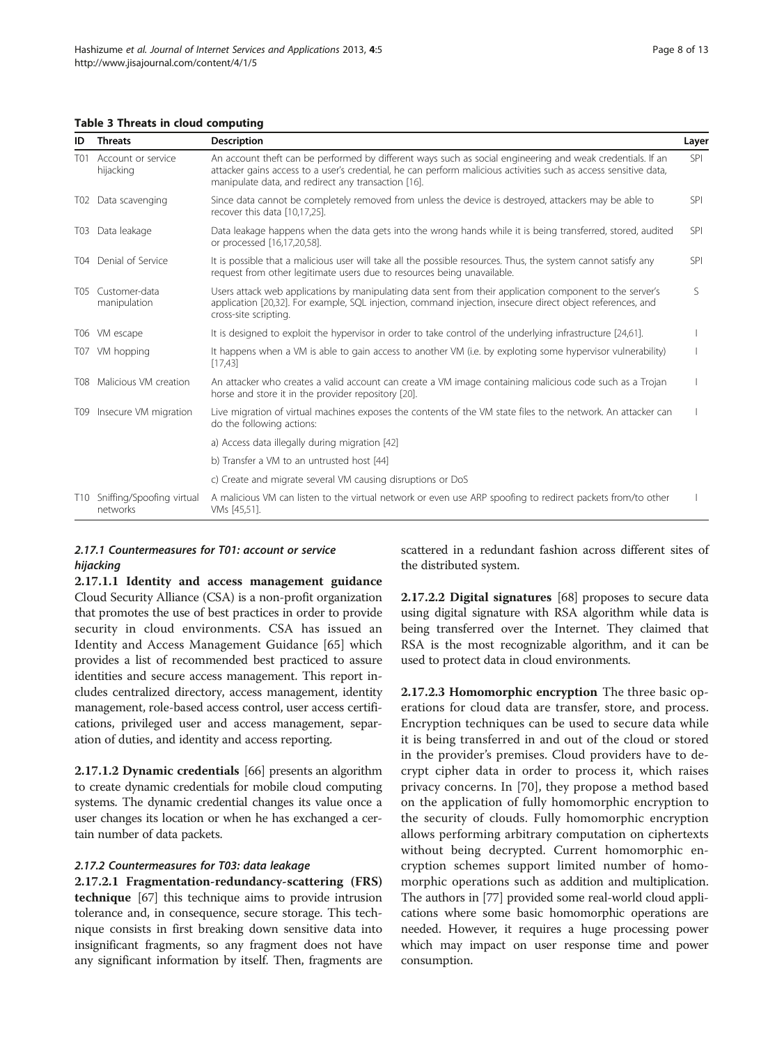**Table 3 Threats in cloud computing**

| ID | Threats | Description | Layer |
|---|---|---|---|
| T01 | Account or service hijacking | An account theft can be performed by different ways such as social engineering and weak credentials. If an attacker gains access to a user's credential, he can perform malicious activities such as access sensitive data, manipulate data, and redirect any transaction [16]. | SPI |
| T02 | Data scavenging | Since data cannot be completely removed from unless the device is destroyed, attackers may be able to recover this data [10,17,25]. | SPI |
| T03 | Data leakage | Data leakage happens when the data gets into the wrong hands while it is being transferred, stored, audited or processed [16,17,20,58]. | SPI |
| T04 | Denial of Service | It is possible that a malicious user will take all the possible resources. Thus, the system cannot satisfy any request from other legitimate users due to resources being unavailable. | SPI |
| T05 | Customer-data manipulation | Users attack web applications by manipulating data sent from their application component to the server's application [20,32]. For example, SQL injection, command injection, insecure direct object references, and cross-site scripting. | S |
| T06 | VM escape | It is designed to exploit the hypervisor in order to take control of the underlying infrastructure [24,61]. | I |
| T07 | VM hopping | It happens when a VM is able to gain access to another VM (i.e. by exploting some hypervisor vulnerability) [17,43] | I |
| T08 | Malicious VM creation | An attacker who creates a valid account can create a VM image containing malicious code such as a Trojan horse and store it in the provider repository [20]. | I |
| T09 | Insecure VM migration | Live migration of virtual machines exposes the contents of the VM state files to the network. An attacker can do the following actions: | I |
| | | a) Access data illegally during migration [42] | |
| | | b) Transfer a VM to an untrusted host [44] | |
| | | c) Create and migrate several VM causing disruptions or DoS | |
| T10 | Sniffing/Spoofing virtual networks | A malicious VM can listen to the virtual network or even use ARP spoofing to redirect packets from/to other VMs [45,51]. | I |

#### *2.17.1 Countermeasures for T01: account or service hijacking*

**2.17.1.1 Identity and access management guidance** Cloud Security Alliance (CSA) is a non-profit organization that promotes the use of best practices in order to provide security in cloud environments. CSA has issued an Identity and Access Management Guidance [65] which provides a list of recommended best practiced to assure identities and secure access management. This report includes centralized directory, access management, identity management, role-based access control, user access certifications, privileged user and access management, separation of duties, and identity and access reporting.

**2.17.1.2 Dynamic credentials** [66] presents an algorithm to create dynamic credentials for mobile cloud computing systems. The dynamic credential changes its value once a user changes its location or when he has exchanged a certain number of data packets.

#### *2.17.2 Countermeasures for T03: data leakage*

**2.17.2.1 Fragmentation-redundancy-scattering (FRS) technique** [67] this technique aims to provide intrusion tolerance and, in consequence, secure storage. This technique consists in first breaking down sensitive data into insignificant fragments, so any fragment does not have any significant information by itself. Then, fragments are scattered in a redundant fashion across different sites of the distributed system.

**2.17.2.2 Digital signatures** [68] proposes to secure data using digital signature with RSA algorithm while data is being transferred over the Internet. They claimed that RSA is the most recognizable algorithm, and it can be used to protect data in cloud environments.

**2.17.2.3 Homomorphic encryption** The three basic operations for cloud data are transfer, store, and process. Encryption techniques can be used to secure data while it is being transferred in and out of the cloud or stored in the provider's premises. Cloud providers have to decrypt cipher data in order to process it, which raises privacy concerns. In [70], they propose a method based on the application of fully homomorphic encryption to the security of clouds. Fully homomorphic encryption allows performing arbitrary computation on ciphertexts without being decrypted. Current homomorphic encryption schemes support limited number of homomorphic operations such as addition and multiplication. The authors in [77] provided some real-world cloud applications where some basic homomorphic operations are needed. However, it requires a huge processing power which may impact on user response time and power consumption.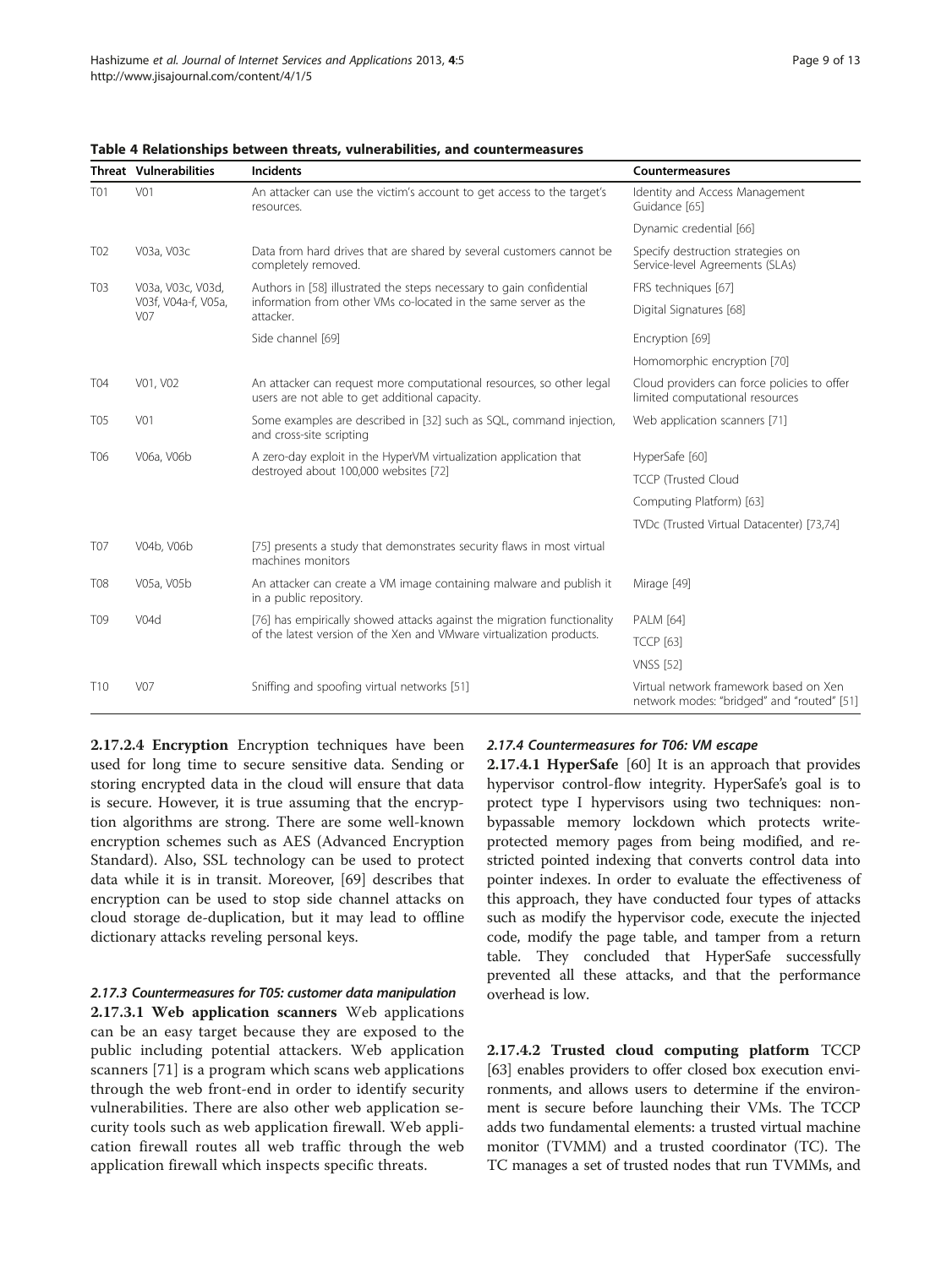**Table 4 Relationships between threats, vulnerabilities, and countermeasures**

| Threat | Vulnerabilities | Incidents | Countermeasures |
|---|---|---|---|
| T01 | V01 | An attacker can use the victim's account to get access to the target's resources. | Identity and Access Management Guidance [65] |
| | | | Dynamic credential [66] |
| T02 | V03a, V03c | Data from hard drives that are shared by several customers cannot be completely removed. | Specify destruction strategies on Service-level Agreements (SLAs) |
| T03 | V03a, V03c, V03d, V03f, V04a-f, V05a, V07 | Authors in [58] illustrated the steps necessary to gain confidential information from other VMs co-located in the same server as the attacker. | FRS techniques [67] |
| | | | Digital Signatures [68] |
| | | Side channel [69] | Encryption [69] |
| | | | Homomorphic encryption [70] |
| T04 | V01, V02 | An attacker can request more computational resources, so other legal users are not able to get additional capacity. | Cloud providers can force policies to offer limited computational resources |
| T05 | V01 | Some examples are described in [32] such as SQL, command injection, and cross-site scripting | Web application scanners [71] |
| T06 | V06a, V06b | A zero-day exploit in the HyperVM virtualization application that destroyed about 100,000 websites [72] | HyperSafe [60] |
| | | | TCCP (Trusted Cloud |
| | | | Computing Platform) [63] |
| | | | TVDc (Trusted Virtual Datacenter) [73,74] |
| T07 | V04b, V06b | [75] presents a study that demonstrates security flaws in most virtual machines monitors | |
| T08 | V05a, V05b | An attacker can create a VM image containing malware and publish it in a public repository. | Mirage [49] |
| T09 | V04d | [76] has empirically showed attacks against the migration functionality of the latest version of the Xen and VMware virtualization products. | PALM [64] |
| | | | TCCP [63] |
| | | | VNSS [52] |
| T10 | V07 | Sniffing and spoofing virtual networks [51] | Virtual network framework based on Xen network modes: "bridged" and "routed" [51] |

**2.17.2.4 Encryption** Encryption techniques have been used for long time to secure sensitive data. Sending or storing encrypted data in the cloud will ensure that data is secure. However, it is true assuming that the encryption algorithms are strong. There are some well-known encryption schemes such as AES (Advanced Encryption Standard). Also, SSL technology can be used to protect data while it is in transit. Moreover, [69] describes that encryption can be used to stop side channel attacks on cloud storage de-duplication, but it may lead to offline dictionary attacks reveling personal keys.

#### 2.17.3 Countermeasures for T05: customer data manipulation

**2.17.3.1 Web application scanners** Web applications can be an easy target because they are exposed to the public including potential attackers. Web application scanners [71] is a program which scans web applications through the web front-end in order to identify security vulnerabilities. There are also other web application security tools such as web application firewall. Web application firewall routes all web traffic through the web application firewall which inspects specific threats.

#### 2.17.4 Countermeasures for T06: VM escape

**2.17.4.1 HyperSafe** [60] It is an approach that provides hypervisor control-flow integrity. HyperSafe's goal is to protect type I hypervisors using two techniques: non-bypassable memory lockdown which protects write-protected memory pages from being modified, and restricted pointed indexing that converts control data into pointer indexes. In order to evaluate the effectiveness of this approach, they have conducted four types of attacks such as modify the hypervisor code, execute the injected code, modify the page table, and tamper from a return table. They concluded that HyperSafe successfully prevented all these attacks, and that the performance overhead is low.

**2.17.4.2 Trusted cloud computing platform** TCCP [63] enables providers to offer closed box execution environments, and allows users to determine if the environment is secure before launching their VMs. The TCCP adds two fundamental elements: a trusted virtual machine monitor (TVMM) and a trusted coordinator (TC). The TC manages a set of trusted nodes that run TVMMs, and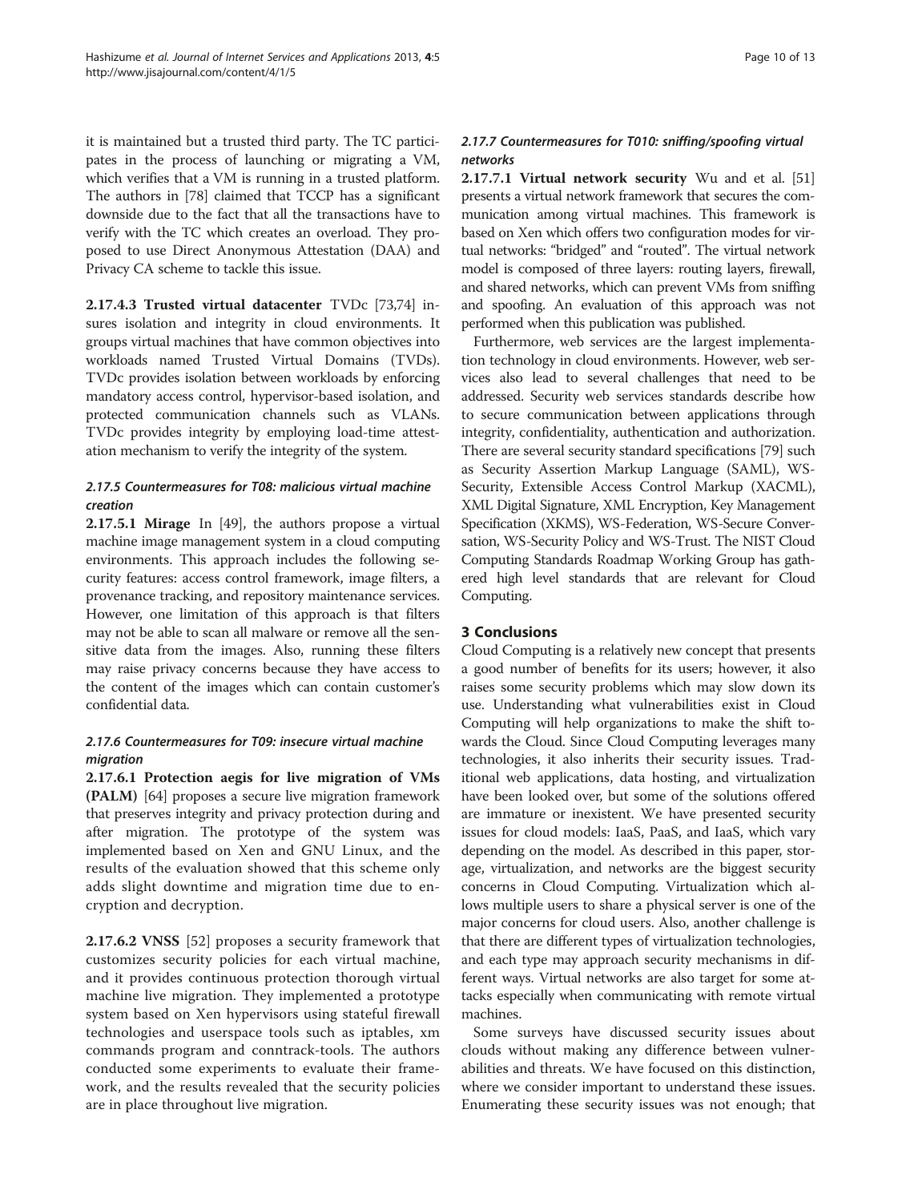it is maintained but a trusted third party. The TC participates in the process of launching or migrating a VM, which verifies that a VM is running in a trusted platform. The authors in [78] claimed that TCCP has a significant downside due to the fact that all the transactions have to verify with the TC which creates an overload. They proposed to use Direct Anonymous Attestation (DAA) and Privacy CA scheme to tackle this issue.

**2.17.4.3 Trusted virtual datacenter** TVDc [73,74] insures isolation and integrity in cloud environments. It groups virtual machines that have common objectives into workloads named Trusted Virtual Domains (TVDs). TVDc provides isolation between workloads by enforcing mandatory access control, hypervisor-based isolation, and protected communication channels such as VLANs. TVDc provides integrity by employing load-time attestation mechanism to verify the integrity of the system.

#### *2.17.5 Countermeasures for T08: malicious virtual machine creation*

**2.17.5.1 Mirage** In [49], the authors propose a virtual machine image management system in a cloud computing environments. This approach includes the following security features: access control framework, image filters, a provenance tracking, and repository maintenance services. However, one limitation of this approach is that filters may not be able to scan all malware or remove all the sensitive data from the images. Also, running these filters may raise privacy concerns because they have access to the content of the images which can contain customer's confidential data.

#### *2.17.6 Countermeasures for T09: insecure virtual machine migration*

**2.17.6.1 Protection aegis for live migration of VMs (PALM)** [64] proposes a secure live migration framework that preserves integrity and privacy protection during and after migration. The prototype of the system was implemented based on Xen and GNU Linux, and the results of the evaluation showed that this scheme only adds slight downtime and migration time due to encryption and decryption.

**2.17.6.2 VNSS** [52] proposes a security framework that customizes security policies for each virtual machine, and it provides continuous protection thorough virtual machine live migration. They implemented a prototype system based on Xen hypervisors using stateful firewall technologies and userspace tools such as iptables, xm commands program and conntrack-tools. The authors conducted some experiments to evaluate their framework, and the results revealed that the security policies are in place throughout live migration.

#### *2.17.7 Countermeasures for T010: sniffing/spoofing virtual networks*

**2.17.7.1 Virtual network security** Wu and et al. [51] presents a virtual network framework that secures the communication among virtual machines. This framework is based on Xen which offers two configuration modes for virtual networks: "bridged" and "routed". The virtual network model is composed of three layers: routing layers, firewall, and shared networks, which can prevent VMs from sniffing and spoofing. An evaluation of this approach was not performed when this publication was published.

Furthermore, web services are the largest implementation technology in cloud environments. However, web services also lead to several challenges that need to be addressed. Security web services standards describe how to secure communication between applications through integrity, confidentiality, authentication and authorization. There are several security standard specifications [79] such as Security Assertion Markup Language (SAML), WS-Security, Extensible Access Control Markup (XACML), XML Digital Signature, XML Encryption, Key Management Specification (XKMS), WS-Federation, WS-Secure Conversation, WS-Security Policy and WS-Trust. The NIST Cloud Computing Standards Roadmap Working Group has gathered high level standards that are relevant for Cloud Computing.

## 3 Conclusions

Cloud Computing is a relatively new concept that presents a good number of benefits for its users; however, it also raises some security problems which may slow down its use. Understanding what vulnerabilities exist in Cloud Computing will help organizations to make the shift towards the Cloud. Since Cloud Computing leverages many technologies, it also inherits their security issues. Traditional web applications, data hosting, and virtualization have been looked over, but some of the solutions offered are immature or inexistent. We have presented security issues for cloud models: IaaS, PaaS, and IaaS, which vary depending on the model. As described in this paper, storage, virtualization, and networks are the biggest security concerns in Cloud Computing. Virtualization which allows multiple users to share a physical server is one of the major concerns for cloud users. Also, another challenge is that there are different types of virtualization technologies, and each type may approach security mechanisms in different ways. Virtual networks are also target for some attacks especially when communicating with remote virtual machines.

Some surveys have discussed security issues about clouds without making any difference between vulnerabilities and threats. We have focused on this distinction, where we consider important to understand these issues. Enumerating these security issues was not enough; that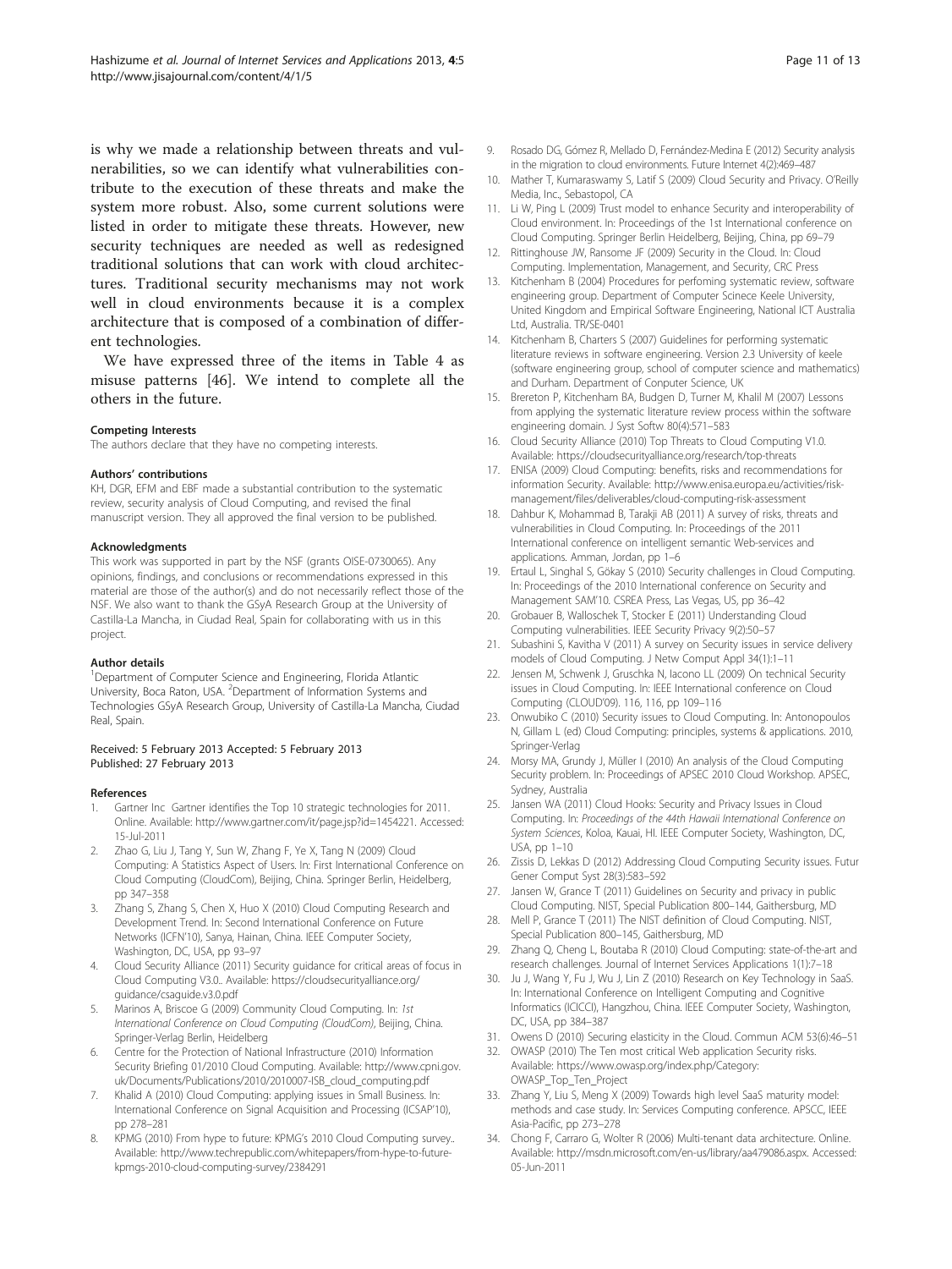is why we made a relationship between threats and vulnerabilities, so we can identify what vulnerabilities contribute to the execution of these threats and make the system more robust. Also, some current solutions were listed in order to mitigate these threats. However, new security techniques are needed as well as redesigned traditional solutions that can work with cloud architectures. Traditional security mechanisms may not work well in cloud environments because it is a complex architecture that is composed of a combination of different technologies.

We have expressed three of the items in Table 4 as misuse patterns [46]. We intend to complete all the others in the future.

#### Competing Interests

The authors declare that they have no competing interests.

#### Authors' contributions

KH, DGR, EFM and EBF made a substantial contribution to the systematic review, security analysis of Cloud Computing, and revised the final manuscript version. They all approved the final version to be published.

#### Acknowledgments

This work was supported in part by the NSF (grants OISE-0730065). Any opinions, findings, and conclusions or recommendations expressed in this material are those of the author(s) and do not necessarily reflect those of the NSF. We also want to thank the GSyA Research Group at the University of Castilla-La Mancha, in Ciudad Real, Spain for collaborating with us in this project.

#### Author details

[1]Department of Computer Science and Engineering, Florida Atlantic University, Boca Raton, USA. [2]Department of Information Systems and Technologies GSyA Research Group, University of Castilla-La Mancha, Ciudad Real, Spain.

Received: 5 February 2013 Accepted: 5 February 2013
Published: 27 February 2013

#### References

1. Gartner Inc Gartner identifies the Top 10 strategic technologies for 2011. Online. Available: http://www.gartner.com/it/page.jsp?id=1454221. Accessed: 15-Jul-2011
2. Zhao G, Liu J, Tang Y, Sun W, Zhang F, Ye X, Tang N (2009) Cloud Computing: A Statistics Aspect of Users. In: First International Conference on Cloud Computing (CloudCom), Beijing, China. Springer Berlin, Heidelberg, pp 347–358
3. Zhang S, Zhang S, Chen X, Huo X (2010) Cloud Computing Research and Development Trend. In: Second International Conference on Future Networks (ICFN'10), Sanya, Hainan, China. IEEE Computer Society, Washington, DC, USA, pp 93–97
4. Cloud Security Alliance (2011) Security guidance for critical areas of focus in Cloud Computing V3.0.. Available: https://cloudsecurityalliance.org/guidance/csaguide.v3.0.pdf
5. Marinos A, Briscoe G (2009) Community Cloud Computing. In: *1st International Conference on Cloud Computing (CloudCom)*, Beijing, China. Springer-Verlag Berlin, Heidelberg
6. Centre for the Protection of National Infrastructure (2010) Information Security Briefing 01/2010 Cloud Computing. Available: http://www.cpni.gov.uk/Documents/Publications/2010/2010007-ISB_cloud_computing.pdf
7. Khalid A (2010) Cloud Computing: applying issues in Small Business. In: International Conference on Signal Acquisition and Processing (ICSAP'10), pp 278–281
8. KPMG (2010) From hype to future: KPMG's 2010 Cloud Computing survey.. Available: http://www.techrepublic.com/whitepapers/from-hype-to-future-kpmgs-2010-cloud-computing-survey/2384291
9. Rosado DG, Gómez R, Mellado D, Fernández-Medina E (2012) Security analysis in the migration to cloud environments. Future Internet 4(2):469–487
10. Mather T, Kumaraswamy S, Latif S (2009) Cloud Security and Privacy. O'Reilly Media, Inc., Sebastopol, CA
11. Li W, Ping L (2009) Trust model to enhance Security and interoperability of Cloud environment. In: Proceedings of the 1st International conference on Cloud Computing. Springer Berlin Heidelberg, Beijing, China, pp 69–79
12. Rittinghouse JW, Ransome JF (2009) Security in the Cloud. In: Cloud Computing. Implementation, Management, and Security, CRC Press
13. Kitchenham B (2004) Procedures for perfoming systematic review, software engineering group. Department of Computer Scinece Keele University, United Kingdom and Empirical Software Engineering, National ICT Australia Ltd, Australia. TR/SE-0401
14. Kitchenham B, Charters S (2007) Guidelines for performing systematic literature reviews in software engineering. Version 2.3 University of keele (software engineering group, school of computer science and mathematics) and Durham. Department of Conputer Science, UK
15. Brereton P, Kitchenham BA, Budgen D, Turner M, Khalil M (2007) Lessons from applying the systematic literature review process within the software engineering domain. J Syst Softw 80(4):571–583
16. Cloud Security Alliance (2010) Top Threats to Cloud Computing V1.0. Available: https://cloudsecurityalliance.org/research/top-threats
17. ENISA (2009) Cloud Computing: benefits, risks and recommendations for information Security. Available: http://www.enisa.europa.eu/activities/risk-management/files/deliverables/cloud-computing-risk-assessment
18. Dahbur K, Mohammad B, Tarakji AB (2011) A survey of risks, threats and vulnerabilities in Cloud Computing. In: Proceedings of the 2011 International conference on intelligent semantic Web-services and applications. Amman, Jordan, pp 1–6
19. Ertaul L, Singhal S, Gökay S (2010) Security challenges in Cloud Computing. In: Proceedings of the 2010 International conference on Security and Management SAM'10. CSREA Press, Las Vegas, US, pp 36–42
20. Grobauer B, Walloschek T, Stocker E (2011) Understanding Cloud Computing vulnerabilities. IEEE Security Privacy 9(2):50–57
21. Subashini S, Kavitha V (2011) A survey on Security issues in service delivery models of Cloud Computing. J Netw Comput Appl 34(1):1–11
22. Jensen M, Schwenk J, Gruschka N, Iacono LL (2009) On technical Security issues in Cloud Computing. In: IEEE International conference on Cloud Computing (CLOUD'09). 116, 116, pp 109–116
23. Onwubiko C (2010) Security issues to Cloud Computing. In: Antonopoulos N, Gillam L (ed) Cloud Computing: principles, systems & applications. 2010, Springer-Verlag
24. Morsy MA, Grundy J, Müller I (2010) An analysis of the Cloud Computing Security problem. In: Proceedings of APSEC 2010 Cloud Workshop. APSEC, Sydney, Australia
25. Jansen WA (2011) Cloud Hooks: Security and Privacy Issues in Cloud Computing. In: *Proceedings of the 44th Hawaii International Conference on System Sciences*, Koloa, Kauai, HI. IEEE Computer Society, Washington, DC, USA, pp 1–10
26. Zissis D, Lekkas D (2012) Addressing Cloud Computing Security issues. Futur Gener Comput Syst 28(3):583–592
27. Jansen W, Grance T (2011) Guidelines on Security and privacy in public Cloud Computing. NIST, Special Publication 800–144, Gaithersburg, MD
28. Mell P, Grance T (2011) The NIST definition of Cloud Computing. NIST, Special Publication 800–145, Gaithersburg, MD
29. Zhang Q, Cheng L, Boutaba R (2010) Cloud Computing: state-of-the-art and research challenges. Journal of Internet Services Applications 1(1):7–18
30. Ju J, Wang Y, Fu J, Wu J, Lin Z (2010) Research on Key Technology in SaaS. In: International Conference on Intelligent Computing and Cognitive Informatics (ICICCI), Hangzhou, China. IEEE Computer Society, Washington, DC, USA, pp 384–387
31. Owens D (2010) Securing elasticity in the Cloud. Commun ACM 53(6):46–51
32. OWASP (2010) The Ten most critical Web application Security risks. Available: https://www.owasp.org/index.php/Category:OWASP_Top_Ten_Project
33. Zhang Y, Liu S, Meng X (2009) Towards high level SaaS maturity model: methods and case study. In: Services Computing conference. APSCC, IEEE Asia-Pacific, pp 273–278
34. Chong F, Carraro G, Wolter R (2006) Multi-tenant data architecture. Online. Available: http://msdn.microsoft.com/en-us/library/aa479086.aspx. Accessed: 05-Jun-2011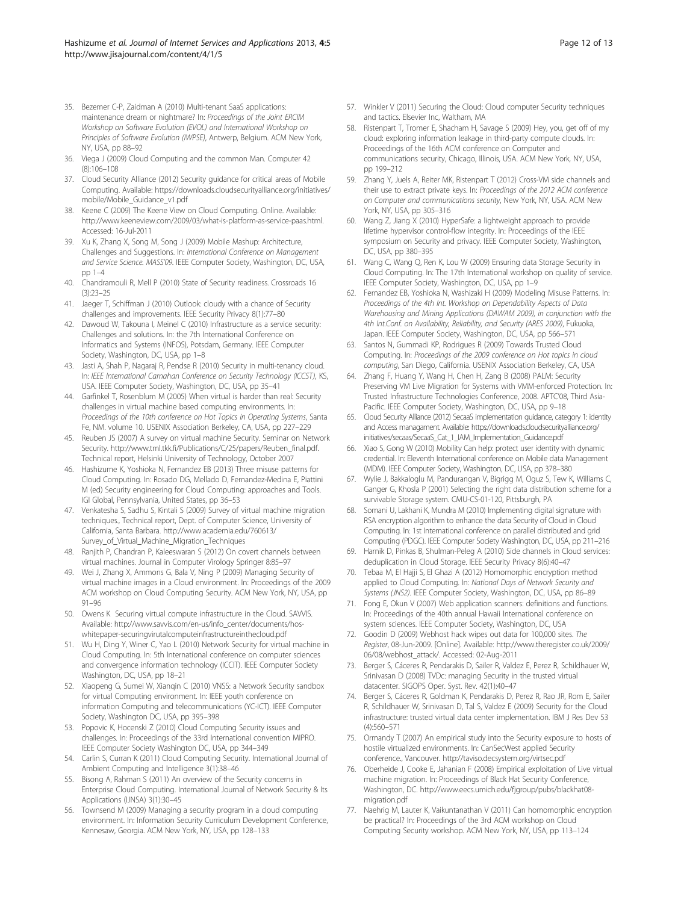35. Bezemer C-P, Zaidman A (2010) Multi-tenant SaaS applications: maintenance dream or nightmare? In: *Proceedings of the Joint ERCIM Workshop on Software Evolution (EVOL) and International Workshop on Principles of Software Evolution (IWPSE)*, Antwerp, Belgium. ACM New York, NY, USA, pp 88–92
36. Viega J (2009) Cloud Computing and the common Man. Computer 42 (8):106–108
37. Cloud Security Alliance (2012) Security guidance for critical areas of Mobile Computing. Available: https://downloads.cloudsecurityalliance.org/initiatives/mobile/Mobile_Guidance_v1.pdf
38. Keene C (2009) The Keene View on Cloud Computing. Online. Available: http://www.keeneview.com/2009/03/what-is-platform-as-service-paas.html. Accessed: 16-Jul-2011
39. Xu K, Zhang X, Song M, Song J (2009) Mobile Mashup: Architecture, Challenges and Suggestions. In: *International Conference on Management and Service Science. MASS'09*. IEEE Computer Society, Washington, DC, USA, pp 1–4
40. Chandramouli R, Mell P (2010) State of Security readiness. Crossroads 16 (3):23–25
41. Jaeger T, Schiffman J (2010) Outlook: cloudy with a chance of Security challenges and improvements. IEEE Security Privacy 8(1):77–80
42. Dawoud W, Takouna I, Meinel C (2010) Infrastructure as a service security: Challenges and solutions. In: the 7th International Conference on Informatics and Systems (INFOS), Potsdam, Germany. IEEE Computer Society, Washington, DC, USA, pp 1–8
43. Jasti A, Shah P, Nagaraj R, Pendse R (2010) Security in multi-tenancy cloud. In: *IEEE International Carnahan Conference on Security Technology (ICCST)*, KS, USA. IEEE Computer Society, Washington, DC, USA, pp 35–41
44. Garfinkel T, Rosenblum M (2005) When virtual is harder than real: Security challenges in virtual machine based computing environments. In: *Proceedings of the 10th conference on Hot Topics in Operating Systems*, Santa Fe, NM. volume 10. USENIX Association Berkeley, CA, USA, pp 227–229
45. Reuben JS (2007) A survey on virtual machine Security. Seminar on Network Security. http://www.tml.tkk.fi/Publications/C/25/papers/Reuben_final.pdf. Technical report, Helsinki University of Technology, October 2007
46. Hashizume K, Yoshioka N, Fernandez EB (2013) Three misuse patterns for Cloud Computing. In: Rosado DG, Mellado D, Fernandez-Medina E, Piattini M (ed) Security engineering for Cloud Computing: approaches and Tools. IGI Global, Pennsylvania, United States, pp 36–53
47. Venkatesha S, Sadhu S, Kintali S (2009) Survey of virtual machine migration techniques., Technical report, Dept. of Computer Science, University of California, Santa Barbara. http://www.academia.edu/760613/Survey_of_Virtual_Machine_Migration_Techniques
48. Ranjith P, Chandran P, Kaleeswaran S (2012) On covert channels between virtual machines. Journal in Computer Virology Springer 8:85–97
49. Wei J, Zhang X, Ammons G, Bala V, Ning P (2009) Managing Security of virtual machine images in a Cloud environment. In: Proceedings of the 2009 ACM workshop on Cloud Computing Security. ACM New York, NY, USA, pp 91–96
50. Owens K Securing virtual compute infrastructure in the Cloud. SAVVIS. Available: http://www.savvis.com/en-us/info_center/documents/hos-whitepaper-securingvirutalcomputeinfrastructureinthecloud.pdf
51. Wu H, Ding Y, Winer C, Yao L (2010) Network Security for virtual machine in Cloud Computing. In: 5th International conference on computer sciences and convergence information technology (ICCIT). IEEE Computer Society Washington, DC, USA, pp 18–21
52. Xiaopeng G, Sumei W, Xianqin C (2010) VNSS: a Network Security sandbox for virtual Computing environment. In: IEEE youth conference on information Computing and telecommunications (YC-ICT). IEEE Computer Society, Washington DC, USA, pp 395–398
53. Popovic K, Hocenski Z (2010) Cloud Computing Security issues and challenges. In: Proceedings of the 33rd International convention MIPRO. IEEE Computer Society Washington DC, USA, pp 344–349
54. Carlin S, Curran K (2011) Cloud Computing Security. International Journal of Ambient Computing and Intelligence 3(1):38–46
55. Bisong A, Rahman S (2011) An overview of the Security concerns in Enterprise Cloud Computing. International Journal of Network Security & Its Applications (IJNSA) 3(1):30–45
56. Townsend M (2009) Managing a security program in a cloud computing environment. In: Information Security Curriculum Development Conference, Kennesaw, Georgia. ACM New York, NY, USA, pp 128–133
57. Winkler V (2011) Securing the Cloud: Cloud computer Security techniques and tactics. Elsevier Inc, Waltham, MA
58. Ristenpart T, Tromer E, Shacham H, Savage S (2009) Hey, you, get off of my cloud: exploring information leakage in third-party compute clouds. In: Proceedings of the 16th ACM conference on Computer and communications security, Chicago, Illinois, USA. ACM New York, NY, USA, pp 199–212
59. Zhang Y, Juels A, Reiter MK, Ristenpart T (2012) Cross-VM side channels and their use to extract private keys. In: *Proceedings of the 2012 ACM conference on Computer and communications security*, New York, NY, USA. ACM New York, NY, USA, pp 305–316
60. Wang Z, Jiang X (2010) HyperSafe: a lightweight approach to provide lifetime hypervisor control-flow integrity. In: Proceedings of the IEEE symposium on Security and privacy. IEEE Computer Society, Washington, DC, USA, pp 380–395
61. Wang C, Wang Q, Ren K, Lou W (2009) Ensuring data Storage Security in Cloud Computing. In: The 17th International workshop on quality of service. IEEE Computer Society, Washington, DC, USA, pp 1–9
62. Fernandez EB, Yoshioka N, Washizaki H (2009) Modeling Misuse Patterns. In: *Proceedings of the 4th Int. Workshop on Dependability Aspects of Data Warehousing and Mining Applications (DAWAM 2009), in conjunction with the 4th Int.Conf. on Availability, Reliability, and Security (ARES 2009)*, Fukuoka, Japan. IEEE Computer Society, Washington, DC, USA, pp 566–571
63. Santos N, Gummadi KP, Rodrigues R (2009) Towards Trusted Cloud Computing. In: *Proceedings of the 2009 conference on Hot topics in cloud computing*, San Diego, California. USENIX Association Berkeley, CA, USA
64. Zhang F, Huang Y, Wang H, Chen H, Zang B (2008) PALM: Security Preserving VM Live Migration for Systems with VMM-enforced Protection. In: Trusted Infrastructure Technologies Conference, 2008. APTC'08, Third Asia-Pacific. IEEE Computer Society, Washington, DC, USA, pp 9–18
65. Cloud Security Alliance (2012) SecaaS implementation guidance, category 1: identity and Access managament. Available: https://downloads.cloudsecurityalliance.org/initiatives/secaas/SecaaS_Cat_1_IAM_Implementation_Guidance.pdf
66. Xiao S, Gong W (2010) Mobility Can help: protect user identity with dynamic credential. In: Eleventh International conference on Mobile data Management (MDM). IEEE Computer Society, Washington, DC, USA, pp 378–380
67. Wylie J, Bakkaloglu M, Pandurangan V, Bigrigg M, Oguz S, Tew K, Williams C, Ganger G, Khosla P (2001) Selecting the right data distribution scheme for a survivable Storage system. CMU-CS-01-120, Pittsburgh, PA
68. Somani U, Lakhani K, Mundra M (2010) Implementing digital signature with RSA encryption algorithm to enhance the data Security of Cloud in Cloud Computing. In: 1st International conference on parallel distributed and grid Computing (PDGC). IEEE Computer Society Washington, DC, USA, pp 211–216
69. Harnik D, Pinkas B, Shulman-Peleg A (2010) Side channels in Cloud services: deduplication in Cloud Storage. IEEE Security Privacy 8(6):40–47
70. Tebaa M, El Hajji S, El Ghazi A (2012) Homomorphic encryption method applied to Cloud Computing. In: *National Days of Network Security and Systems (JNS2)*. IEEE Computer Society, Washington, DC, USA, pp 86–89
71. Fong E, Okun V (2007) Web application scanners: definitions and functions. In: Proceedings of the 40th annual Hawaii International conference on system sciences. IEEE Computer Society, Washington, DC, USA
72. Goodin D (2009) Webhost hack wipes out data for 100,000 sites. *The Register*, 08-Jun-2009. [Online]. Available: http://www.theregister.co.uk/2009/06/08/webhost_attack/. Accessed: 02-Aug-2011
73. Berger S, Cáceres R, Pendarakis D, Sailer R, Valdez E, Perez R, Schildhauer W, Srinivasan D (2008) TVDc: managing Security in the trusted virtual datacenter. SIGOPS Oper. Syst. Rev. 42(1):40–47
74. Berger S, Cáceres R, Goldman K, Pendarakis D, Perez R, Rao JR, Rom E, Sailer R, Schildhauer W, Srinivasan D, Tal S, Valdez E (2009) Security for the Cloud infrastructure: trusted virtual data center implementation. IBM J Res Dev 53 (4):560–571
75. Ormandy T (2007) An empirical study into the Security exposure to hosts of hostile virtualized environments. In: CanSecWest applied Security conference., Vancouver. http://taviso.decsystem.org/virtsec.pdf
76. Oberheide J, Cooke E, Jahanian F (2008) Empirical exploitation of Live virtual machine migration. In: Proceedings of Black Hat Security Conference, Washington, DC. http://www.eecs.umich.edu/fjgroup/pubs/blackhat08-migration.pdf
77. Naehrig M, Lauter K, Vaikuntanathan V (2011) Can homomorphic encryption be practical? In: Proceedings of the 3rd ACM workshop on Cloud Computing Security workshop. ACM New York, NY, USA, pp 113–124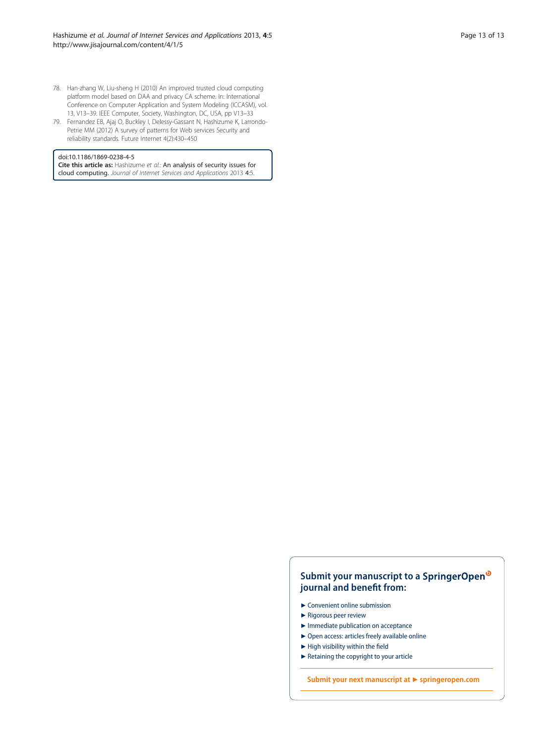78. Han-zhang W, Liu-sheng H (2010) An improved trusted cloud computing platform model based on DAA and privacy CA scheme. In: International Conference on Computer Application and System Modeling (ICCASM), vol. 13, V13–39. IEEE Computer, Society, Washington, DC, USA, pp V13–33
79. Fernandez EB, Ajaj O, Buckley I, Delessy-Gassant N, Hashizume K, Larrondo-Petrie MM (2012) A survey of patterns for Web services Security and reliability standards. Future Internet 4(2):430–450

doi:10.1186/1869-0238-4-5
**Cite this article as:** Hashizume *et al.*: An analysis of security issues for cloud computing. *Journal of Internet Services and Applications* 2013 **4**:5.

**Submit your manuscript to a SpringerOpen journal and benefit from:**

- ► Convenient online submission
- ► Rigorous peer review
- ► Immediate publication on acceptance
- ► Open access: articles freely available online
- ► High visibility within the field
- ► Retaining the copyright to your article

**Submit your next manuscript at ► springeropen.com**